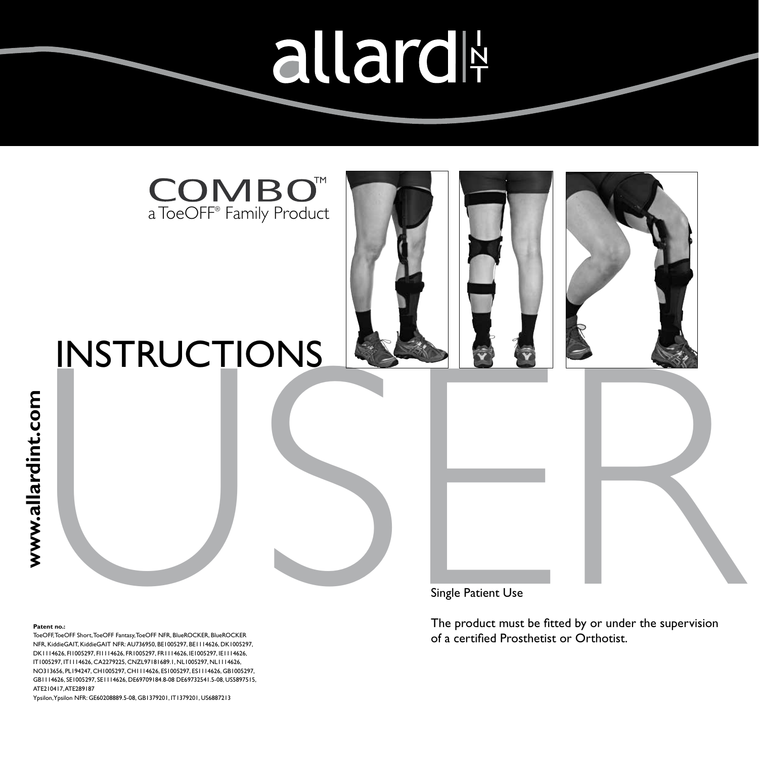# allard INT

## COMBO™
a ToeOFF® Family Product

# USER INSTRUCTIONS

**www.allardint.com**

Single Patient Use

The product must be fitted by or under the supervision of a certified Prosthetist or Orthotist.

**Patent no.:**
ToeOFF, ToeOFF Short, ToeOFF Fantasy, ToeOFF NFR, BlueROCKER, BlueROCKER NFR, KiddieGAIT, KiddieGAIT NFR: AU736950, BE1005297, BE1114626, DK1005297, DK1114626, FI1005297, FI1114626, FR1005297, FR1114626, IE1005297, IE1114626, IT1005297, IT1114626, CA2279225, CNZL97181689.1, NL1005297, NL1114626, NO313656, PL194247, CH1005297, CH1114626, ES1005297, ES1114626, GB1005297, GB1114626, SE1005297, SE1114626, DE69709184.8-08 DE69732541.5-08, US5897515, ATE210417, ATE289187
Ypsilon, Ypsilon NFR: GE60208889.5-08, GB1379201, IT1379201, US6887213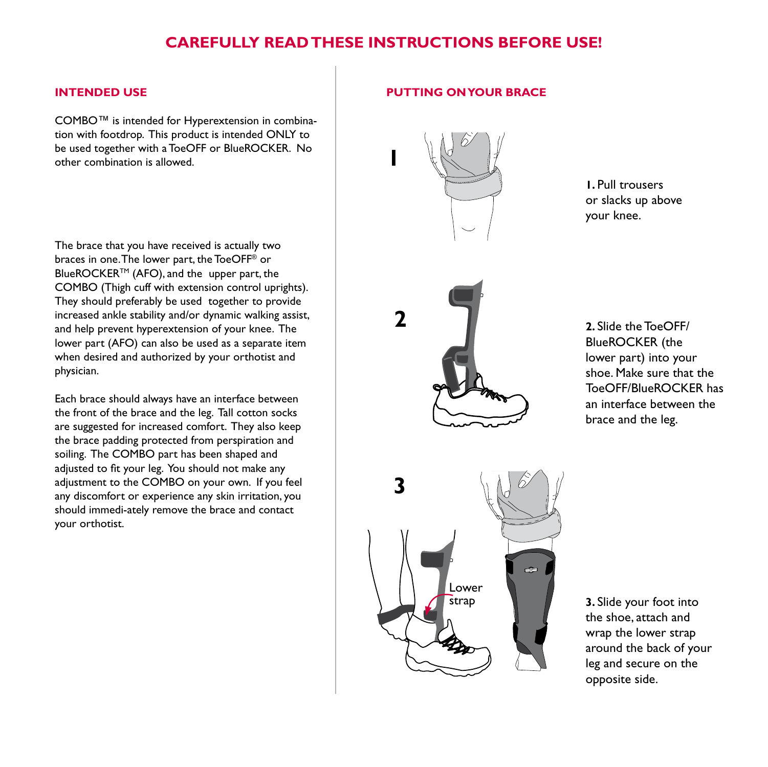# CAREFULLY READ THESE INSTRUCTIONS BEFORE USE!

## INTENDED USE

COMBO™ is intended for Hyperextension in combination with footdrop. This product is intended ONLY to be used together with a ToeOFF or BlueROCKER. No other combination is allowed.

The brace that you have received is actually two braces in one. The lower part, the ToeOFF® or BlueROCKER™ (AFO), and the upper part, the COMBO (Thigh cuff with extension control uprights). They should preferably be used together to provide increased ankle stability and/or dynamic walking assist, and help prevent hyperextension of your knee. The lower part (AFO) can also be used as a separate item when desired and authorized by your orthotist and physician.

Each brace should always have an interface between the front of the brace and the leg. Tall cotton socks are suggested for increased comfort. They also keep the brace padding protected from perspiration and soiling. The COMBO part has been shaped and adjusted to fit your leg. You should not make any adjustment to the COMBO on your own. If you feel any discomfort or experience any skin irritation, you should immedi-ately remove the brace and contact your orthotist.

## PUTTING ON YOUR BRACE

**1.** Pull trousers or slacks up above your knee.

**2.** Slide the ToeOFF/ BlueROCKER (the lower part) into your shoe. Make sure that the ToeOFF/BlueROCKER has an interface between the brace and the leg.

Lower strap

**3.** Slide your foot into the shoe, attach and wrap the lower strap around the back of your leg and secure on the opposite side.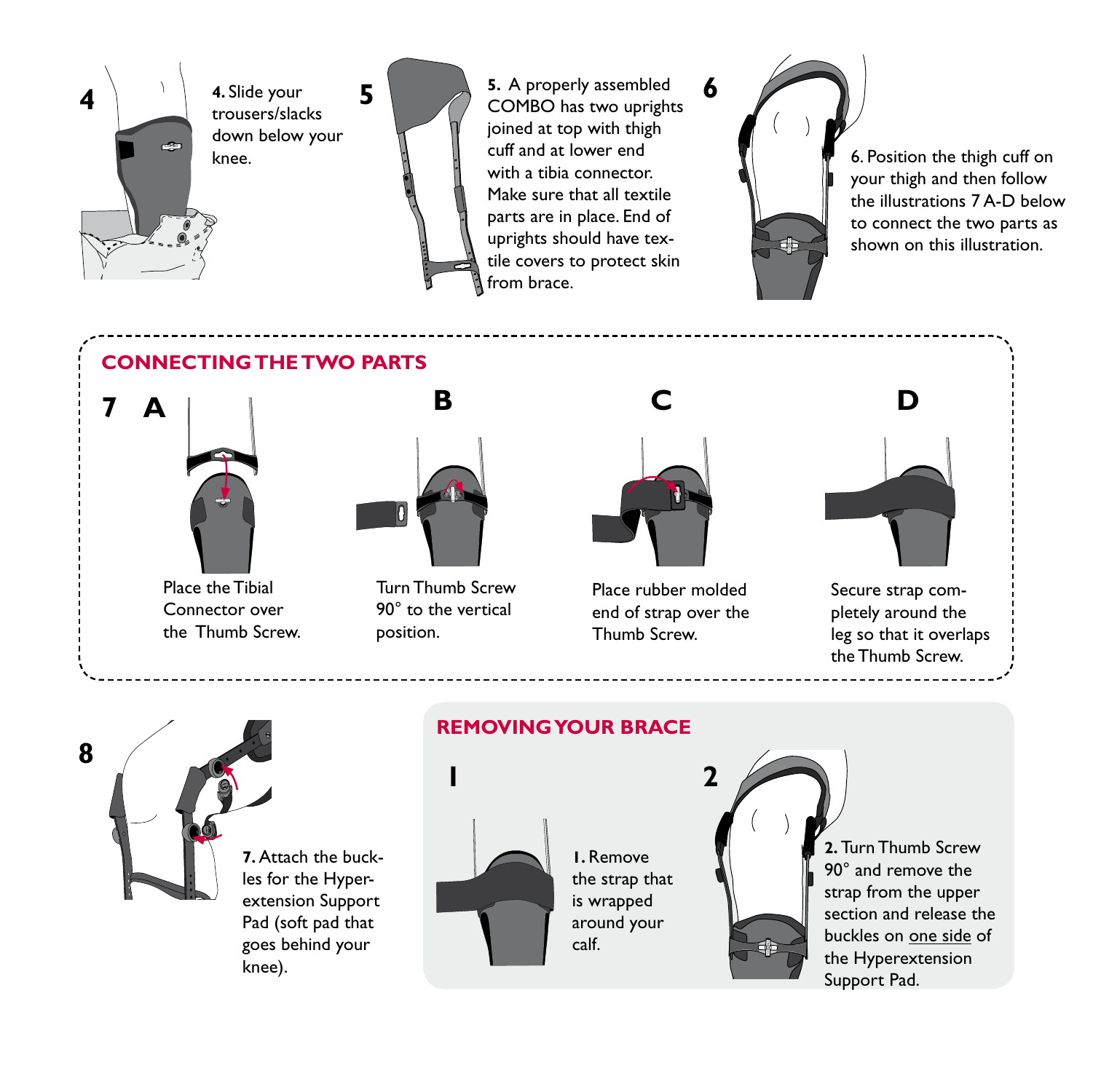**4.** Slide your trousers/slacks down below your knee.

**5.** A properly assembled COMBO has two uprights joined at top with thigh cuff and at lower end with a tibia connector. Make sure that all textile parts are in place. End of uprights should have textile covers to protect skin from brace.

6. Position the thigh cuff on your thigh and then follow the illustrations 7 A-D below to connect the two parts as shown on this illustration.

## CONNECTING THE TWO PARTS

**7 A**

Place the Tibial Connector over the Thumb Screw.

**B**

Turn Thumb Screw 90° to the vertical position.

**C**

Place rubber molded end of strap over the Thumb Screw.

**D**

Secure strap completely around the leg so that it overlaps the Thumb Screw.

**8**

**7.** Attach the buckles for the Hyperextension Support Pad (soft pad that goes behind your knee).

## REMOVING YOUR BRACE

**1.** Remove the strap that is wrapped around your calf.

**2.** Turn Thumb Screw 90° and remove the strap from the upper section and release the buckles on one side of the Hyperextension Support Pad.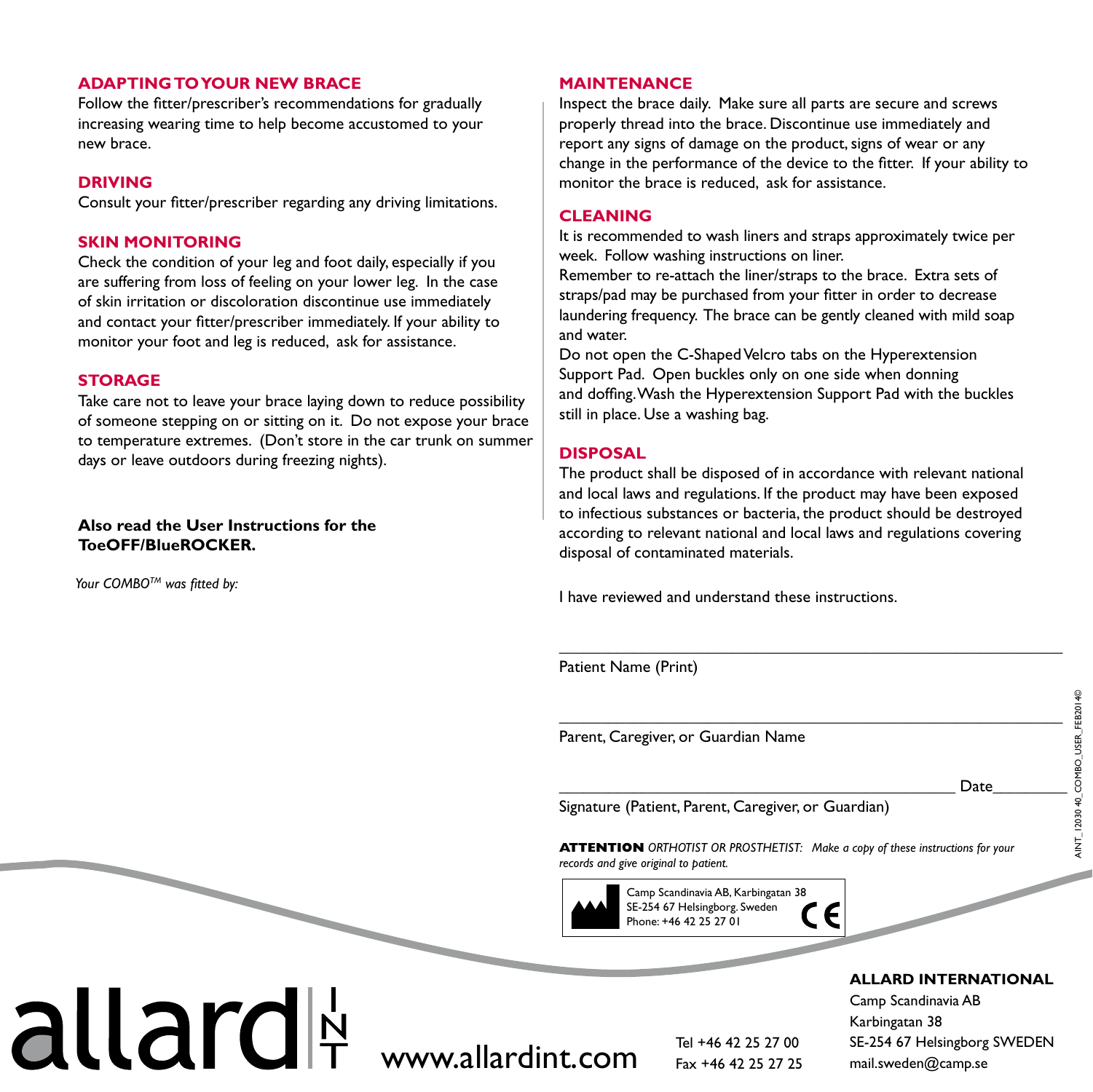## ADAPTING TO YOUR NEW BRACE

Follow the fitter/prescriber's recommendations for gradually increasing wearing time to help become accustomed to your new brace.

## DRIVING

Consult your fitter/prescriber regarding any driving limitations.

## SKIN MONITORING

Check the condition of your leg and foot daily, especially if you are suffering from loss of feeling on your lower leg. In the case of skin irritation or discoloration discontinue use immediately and contact your fitter/prescriber immediately. If your ability to monitor your foot and leg is reduced, ask for assistance.

## STORAGE

Take care not to leave your brace laying down to reduce possibility of someone stepping on or sitting on it. Do not expose your brace to temperature extremes. (Don't store in the car trunk on summer days or leave outdoors during freezing nights).

**Also read the User Instructions for the ToeOFF/BlueROCKER.**

*Your COMBO™ was fitted by:*

## MAINTENANCE

Inspect the brace daily. Make sure all parts are secure and screws properly thread into the brace. Discontinue use immediately and report any signs of damage on the product, signs of wear or any change in the performance of the device to the fitter. If your ability to monitor the brace is reduced, ask for assistance.

## CLEANING

It is recommended to wash liners and straps approximately twice per week. Follow washing instructions on liner.

Remember to re-attach the liner/straps to the brace. Extra sets of straps/pad may be purchased from your fitter in order to decrease laundering frequency. The brace can be gently cleaned with mild soap and water.

Do not open the C-Shaped Velcro tabs on the Hyperextension Support Pad. Open buckles only on one side when donning and doffing. Wash the Hyperextension Support Pad with the buckles still in place. Use a washing bag.

## DISPOSAL

The product shall be disposed of in accordance with relevant national and local laws and regulations. If the product may have been exposed to infectious substances or bacteria, the product should be destroyed according to relevant national and local laws and regulations covering disposal of contaminated materials.

I have reviewed and understand these instructions.

\_\_\_\_\_\_\_\_\_\_\_\_\_\_\_\_\_\_\_\_\_\_\_\_\_\_\_\_\_\_\_\_\_\_\_\_\_\_\_\_\_\_\_\_\_\_\_\_

Patient Name (Print)

\_\_\_\_\_\_\_\_\_\_\_\_\_\_\_\_\_\_\_\_\_\_\_\_\_\_\_\_\_\_\_\_\_\_\_\_\_\_\_\_\_\_\_\_\_\_\_\_

Parent, Caregiver, or Guardian Name

\_\_\_\_\_\_\_\_\_\_\_\_\_\_\_\_\_\_\_\_\_\_\_\_\_\_\_\_\_\_\_\_\_\_\_\_\_\_ Date\_\_\_\_\_\_\_\_\_

Signature (Patient, Parent, Caregiver, or Guardian)

**ATTENTION** *ORTHOTIST OR PROSTHETIST: Make a copy of these instructions for your records and give original to patient.*

Camp Scandinavia AB, Karbingatan 38
SE-254 67 Helsingborg. Sweden
Phone: +46 42 25 27 01

AINT_12030 40_COMBO_USER_FEB2014©

allard INT www.allardint.com

Tel +46 42 25 27 00
Fax +46 42 25 27 25

**ALLARD INTERNATIONAL**
Camp Scandinavia AB
Karbingatan 38
SE-254 67 Helsingborg SWEDEN
mail.sweden@camp.se